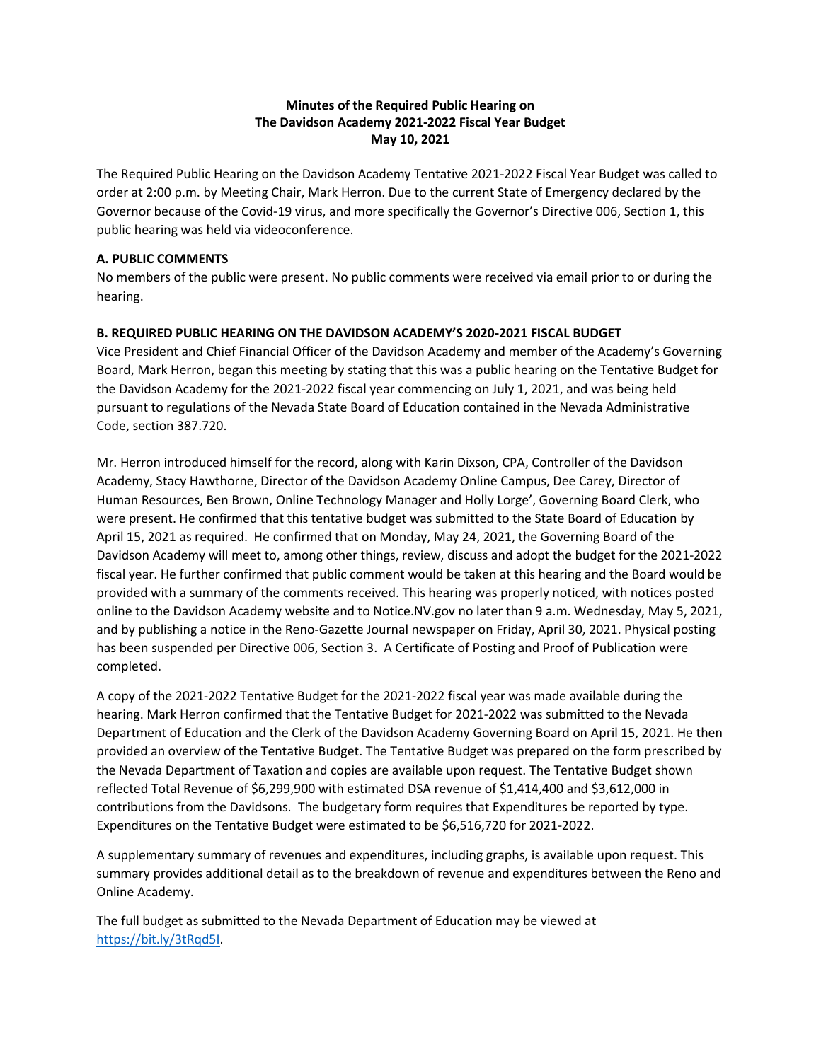**Minutes of the Required Public Hearing on**
**The Davidson Academy 2021-2022 Fiscal Year Budget**
**May 10, 2021**

The Required Public Hearing on the Davidson Academy Tentative 2021-2022 Fiscal Year Budget was called to order at 2:00 p.m. by Meeting Chair, Mark Herron. Due to the current State of Emergency declared by the Governor because of the Covid-19 virus, and more specifically the Governor's Directive 006, Section 1, this public hearing was held via videoconference.

**A. PUBLIC COMMENTS**

No members of the public were present. No public comments were received via email prior to or during the hearing.

**B. REQUIRED PUBLIC HEARING ON THE DAVIDSON ACADEMY'S 2020-2021 FISCAL BUDGET**

Vice President and Chief Financial Officer of the Davidson Academy and member of the Academy's Governing Board, Mark Herron, began this meeting by stating that this was a public hearing on the Tentative Budget for the Davidson Academy for the 2021-2022 fiscal year commencing on July 1, 2021, and was being held pursuant to regulations of the Nevada State Board of Education contained in the Nevada Administrative Code, section 387.720.

Mr. Herron introduced himself for the record, along with Karin Dixson, CPA, Controller of the Davidson Academy, Stacy Hawthorne, Director of the Davidson Academy Online Campus, Dee Carey, Director of Human Resources, Ben Brown, Online Technology Manager and Holly Lorge', Governing Board Clerk, who were present. He confirmed that this tentative budget was submitted to the State Board of Education by April 15, 2021 as required. He confirmed that on Monday, May 24, 2021, the Governing Board of the Davidson Academy will meet to, among other things, review, discuss and adopt the budget for the 2021-2022 fiscal year. He further confirmed that public comment would be taken at this hearing and the Board would be provided with a summary of the comments received. This hearing was properly noticed, with notices posted online to the Davidson Academy website and to Notice.NV.gov no later than 9 a.m. Wednesday, May 5, 2021, and by publishing a notice in the Reno-Gazette Journal newspaper on Friday, April 30, 2021. Physical posting has been suspended per Directive 006, Section 3. A Certificate of Posting and Proof of Publication were completed.

A copy of the 2021-2022 Tentative Budget for the 2021-2022 fiscal year was made available during the hearing. Mark Herron confirmed that the Tentative Budget for 2021-2022 was submitted to the Nevada Department of Education and the Clerk of the Davidson Academy Governing Board on April 15, 2021. He then provided an overview of the Tentative Budget. The Tentative Budget was prepared on the form prescribed by the Nevada Department of Taxation and copies are available upon request. The Tentative Budget shown reflected Total Revenue of $6,299,900 with estimated DSA revenue of $1,414,400 and $3,612,000 in contributions from the Davidsons. The budgetary form requires that Expenditures be reported by type. Expenditures on the Tentative Budget were estimated to be $6,516,720 for 2021-2022.

A supplementary summary of revenues and expenditures, including graphs, is available upon request. This summary provides additional detail as to the breakdown of revenue and expenditures between the Reno and Online Academy.

The full budget as submitted to the Nevada Department of Education may be viewed at [https://bit.ly/3tRqd5I](https://bit.ly/3tRqd5I).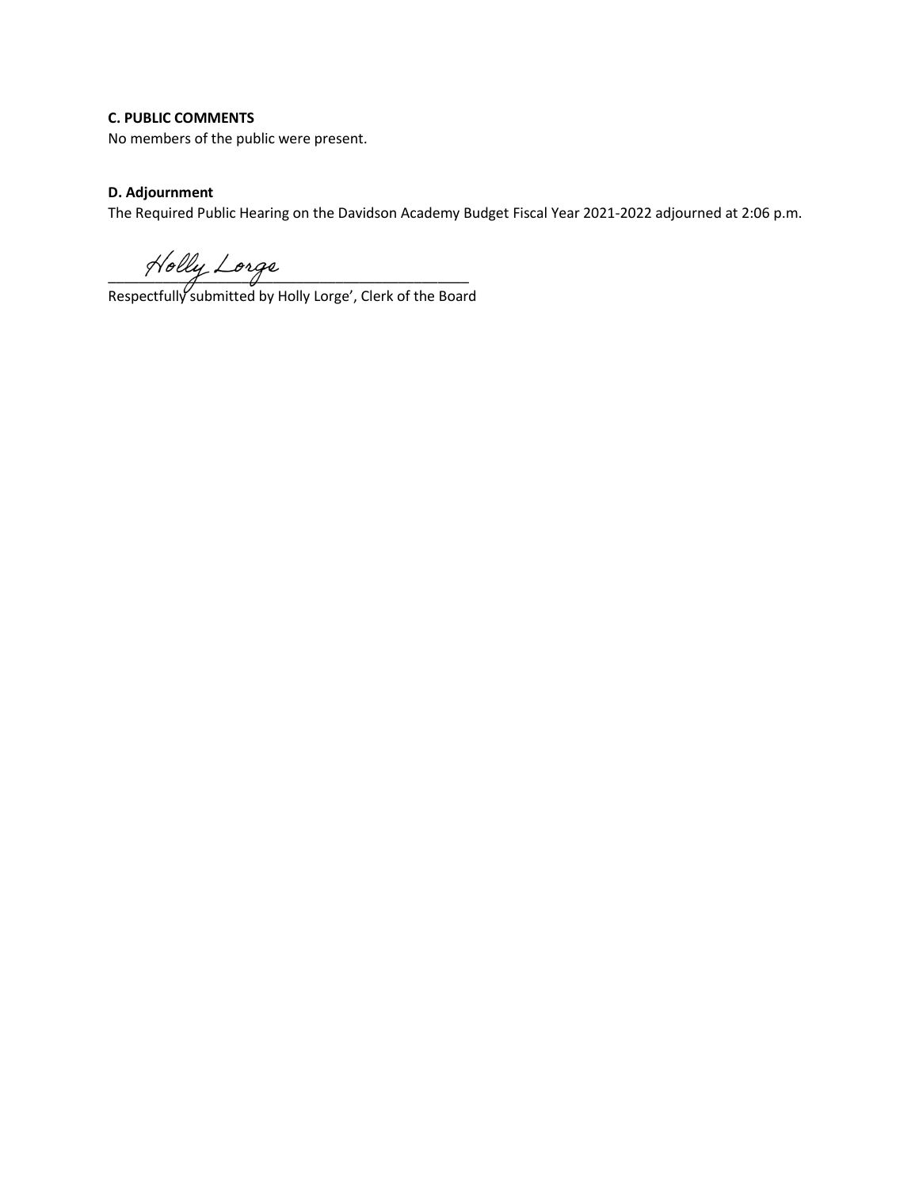**C. PUBLIC COMMENTS**

No members of the public were present.

**D. Adjournment**

The Required Public Hearing on the Davidson Academy Budget Fiscal Year 2021-2022 adjourned at 2:06 p.m.

Holly Lorge

______________________________________________

Respectfully submitted by Holly Lorge', Clerk of the Board